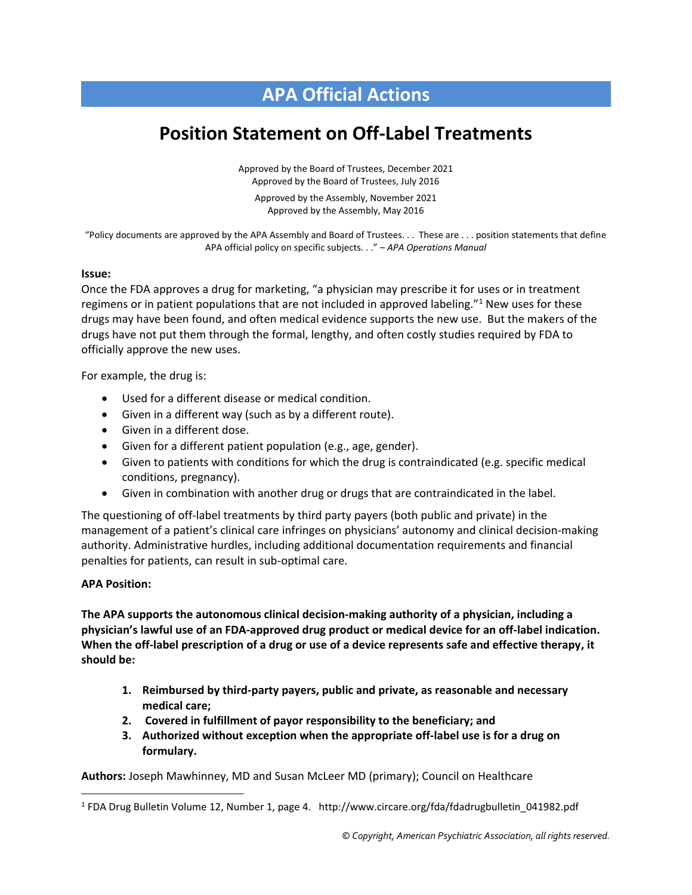# APA Official Actions

## Position Statement on Off-Label Treatments

Approved by the Board of Trustees, December 2021
Approved by the Board of Trustees, July 2016

Approved by the Assembly, November 2021
Approved by the Assembly, May 2016

"Policy documents are approved by the APA Assembly and Board of Trustees. . . These are . . . position statements that define APA official policy on specific subjects. . ." – *APA Operations Manual*

**Issue:**

Once the FDA approves a drug for marketing, "a physician may prescribe it for uses or in treatment regimens or in patient populations that are not included in approved labeling."[1] New uses for these drugs may have been found, and often medical evidence supports the new use. But the makers of the drugs have not put them through the formal, lengthy, and often costly studies required by FDA to officially approve the new uses.

For example, the drug is:

- Used for a different disease or medical condition.
- Given in a different way (such as by a different route).
- Given in a different dose.
- Given for a different patient population (e.g., age, gender).
- Given to patients with conditions for which the drug is contraindicated (e.g. specific medical conditions, pregnancy).
- Given in combination with another drug or drugs that are contraindicated in the label.

The questioning of off-label treatments by third party payers (both public and private) in the management of a patient's clinical care infringes on physicians' autonomy and clinical decision-making authority. Administrative hurdles, including additional documentation requirements and financial penalties for patients, can result in sub-optimal care.

**APA Position:**

**The APA supports the autonomous clinical decision-making authority of a physician, including a physician's lawful use of an FDA-approved drug product or medical device for an off-label indication. When the off-label prescription of a drug or use of a device represents safe and effective therapy, it should be:**

1. **Reimbursed by third-party payers, public and private, as reasonable and necessary medical care;**
2. **Covered in fulfillment of payor responsibility to the beneficiary; and**
3. **Authorized without exception when the appropriate off-label use is for a drug on formulary.**

**Authors:** Joseph Mawhinney, MD and Susan McLeer MD (primary); Council on Healthcare

[1] FDA Drug Bulletin Volume 12, Number 1, page 4. http://www.circare.org/fda/fdadrugbulletin_041982.pdf

*© Copyright, American Psychiatric Association, all rights reserved.*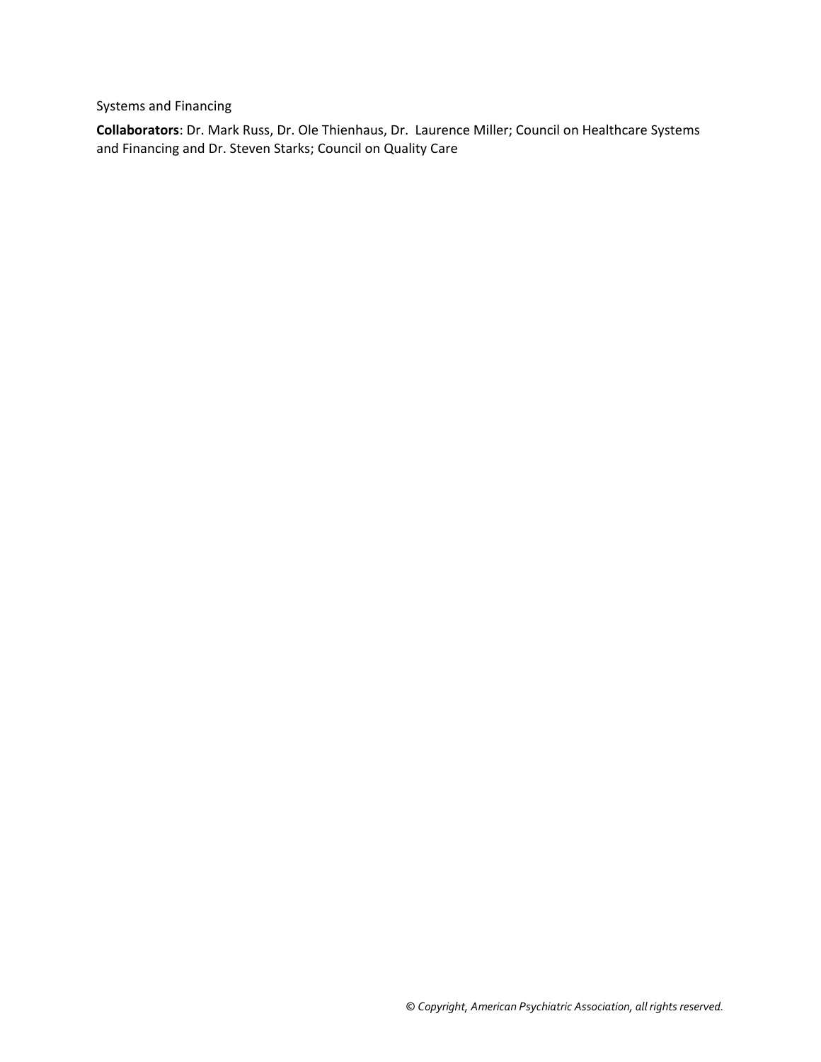Systems and Financing

**Collaborators**: Dr. Mark Russ, Dr. Ole Thienhaus, Dr. Laurence Miller; Council on Healthcare Systems and Financing and Dr. Steven Starks; Council on Quality Care

*© Copyright, American Psychiatric Association, all rights reserved.*